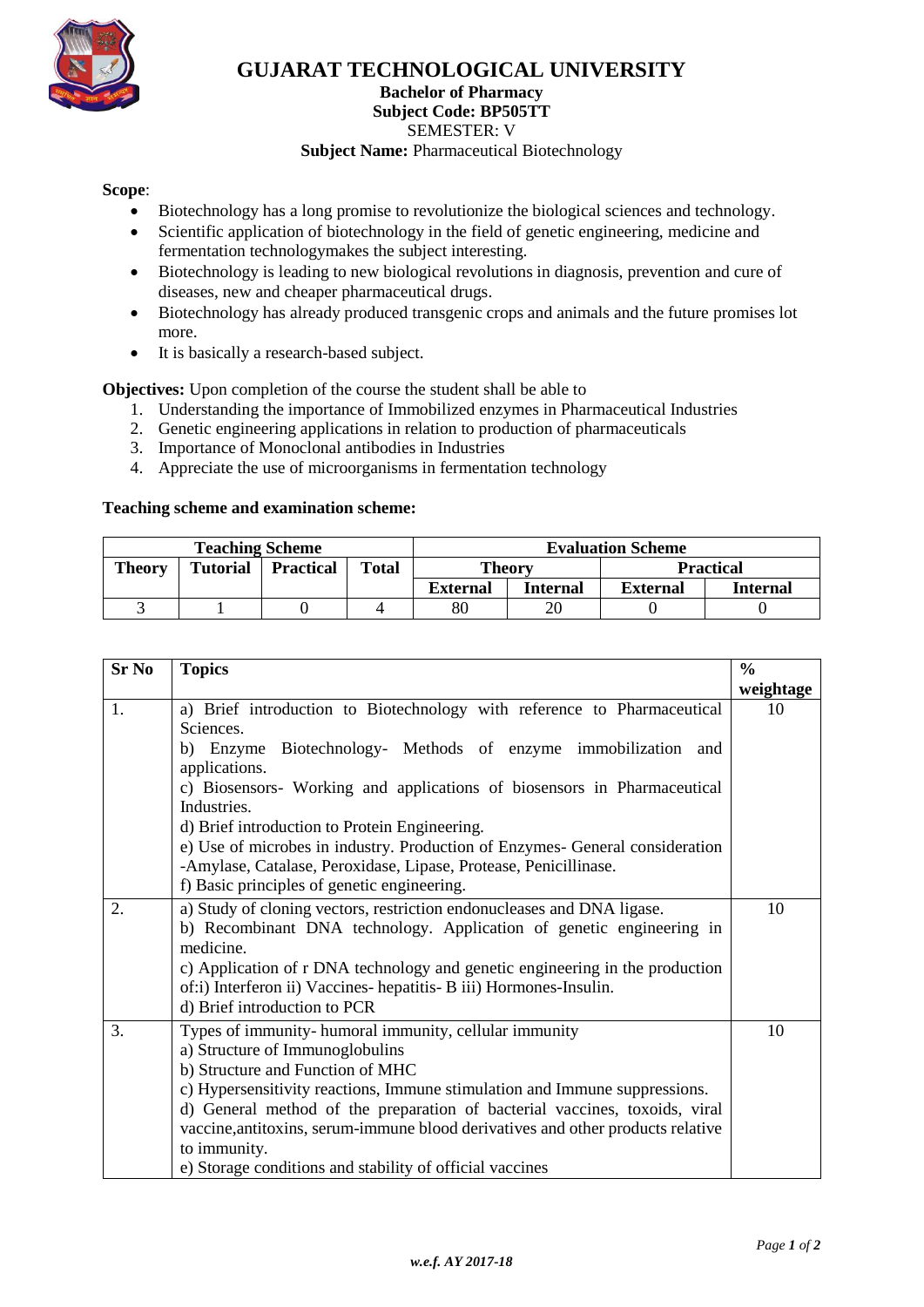# GUJARAT TECHNOLOGICAL UNIVERSITY

**Bachelor of Pharmacy**
**Subject Code: BP505TT**
SEMESTER: V
**Subject Name:** Pharmaceutical Biotechnology

**Scope**:

- Biotechnology has a long promise to revolutionize the biological sciences and technology.
- Scientific application of biotechnology in the field of genetic engineering, medicine and fermentation technologymakes the subject interesting.
- Biotechnology is leading to new biological revolutions in diagnosis, prevention and cure of diseases, new and cheaper pharmaceutical drugs.
- Biotechnology has already produced transgenic crops and animals and the future promises lot more.
- It is basically a research-based subject.

**Objectives:** Upon completion of the course the student shall be able to

1. Understanding the importance of Immobilized enzymes in Pharmaceutical Industries
2. Genetic engineering applications in relation to production of pharmaceuticals
3. Importance of Monoclonal antibodies in Industries
4. Appreciate the use of microorganisms in fermentation technology

**Teaching scheme and examination scheme:**

| Teaching Scheme | | | | Evaluation Scheme | | | |
|---|---|---|---|---|---|---|---|
| Theory | Tutorial | Practical | Total | Theory | | Practical | |
| | | | | External | Internal | External | Internal |
| 3 | 1 | 0 | 4 | 80 | 20 | 0 | 0 |

| Sr No | Topics | % weightage |
|---|---|---|
| 1. | a) Brief introduction to Biotechnology with reference to Pharmaceutical Sciences.<br>b) Enzyme Biotechnology- Methods of enzyme immobilization and applications.<br>c) Biosensors- Working and applications of biosensors in Pharmaceutical Industries.<br>d) Brief introduction to Protein Engineering.<br>e) Use of microbes in industry. Production of Enzymes- General consideration -Amylase, Catalase, Peroxidase, Lipase, Protease, Penicillinase.<br>f) Basic principles of genetic engineering. | 10 |
| 2. | a) Study of cloning vectors, restriction endonucleases and DNA ligase.<br>b) Recombinant DNA technology. Application of genetic engineering in medicine.<br>c) Application of r DNA technology and genetic engineering in the production of:i) Interferon ii) Vaccines- hepatitis- B iii) Hormones-Insulin.<br>d) Brief introduction to PCR | 10 |
| 3. | Types of immunity- humoral immunity, cellular immunity<br>a) Structure of Immunoglobulins<br>b) Structure and Function of MHC<br>c) Hypersensitivity reactions, Immune stimulation and Immune suppressions.<br>d) General method of the preparation of bacterial vaccines, toxoids, viral vaccine,antitoxins, serum-immune blood derivatives and other products relative to immunity.<br>e) Storage conditions and stability of official vaccines | 10 |

*w.e.f. AY 2017-18*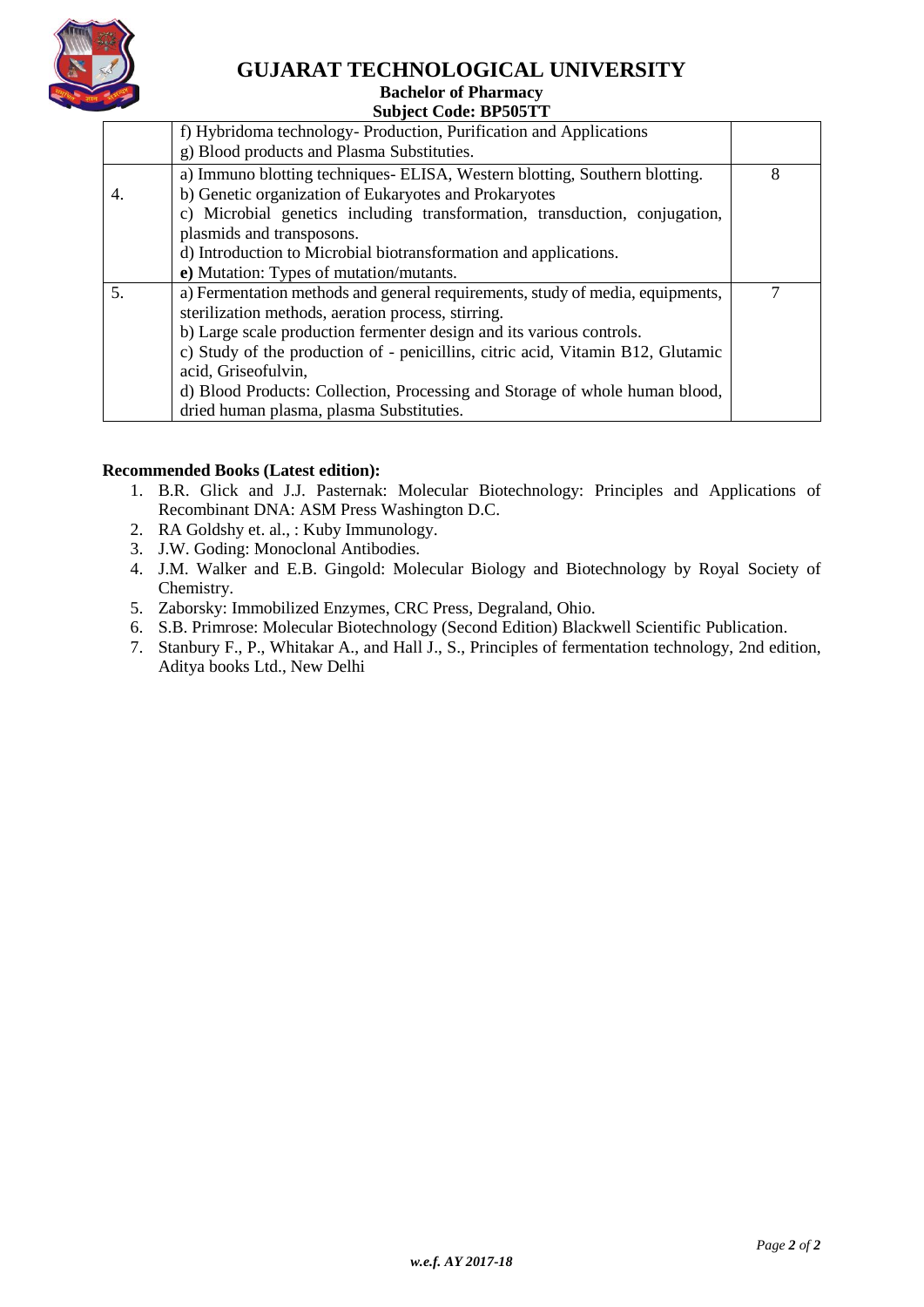| | | |
|---|---|---|
| | f) Hybridoma technology- Production, Purification and Applications<br>g) Blood products and Plasma Substituties. | |
| 4. | a) Immuno blotting techniques- ELISA, Western blotting, Southern blotting.<br>b) Genetic organization of Eukaryotes and Prokaryotes<br>c) Microbial genetics including transformation, transduction, conjugation, plasmids and transposons.<br>d) Introduction to Microbial biotransformation and applications.<br>**e)** Mutation: Types of mutation/mutants. | 8 |
| 5. | a) Fermentation methods and general requirements, study of media, equipments, sterilization methods, aeration process, stirring.<br>b) Large scale production fermenter design and its various controls.<br>c) Study of the production of - penicillins, citric acid, Vitamin B12, Glutamic acid, Griseofulvin,<br>d) Blood Products: Collection, Processing and Storage of whole human blood, dried human plasma, plasma Substituties. | 7 |

**Recommended Books (Latest edition):**

1. B.R. Glick and J.J. Pasternak: Molecular Biotechnology: Principles and Applications of Recombinant DNA: ASM Press Washington D.C.
2. RA Goldshy et. al., : Kuby Immunology.
3. J.W. Goding: Monoclonal Antibodies.
4. J.M. Walker and E.B. Gingold: Molecular Biology and Biotechnology by Royal Society of Chemistry.
5. Zaborsky: Immobilized Enzymes, CRC Press, Degraland, Ohio.
6. S.B. Primrose: Molecular Biotechnology (Second Edition) Blackwell Scientific Publication.
7. Stanbury F., P., Whitakar A., and Hall J., S., Principles of fermentation technology, 2nd edition, Aditya books Ltd., New Delhi

*w.e.f. AY 2017-18*